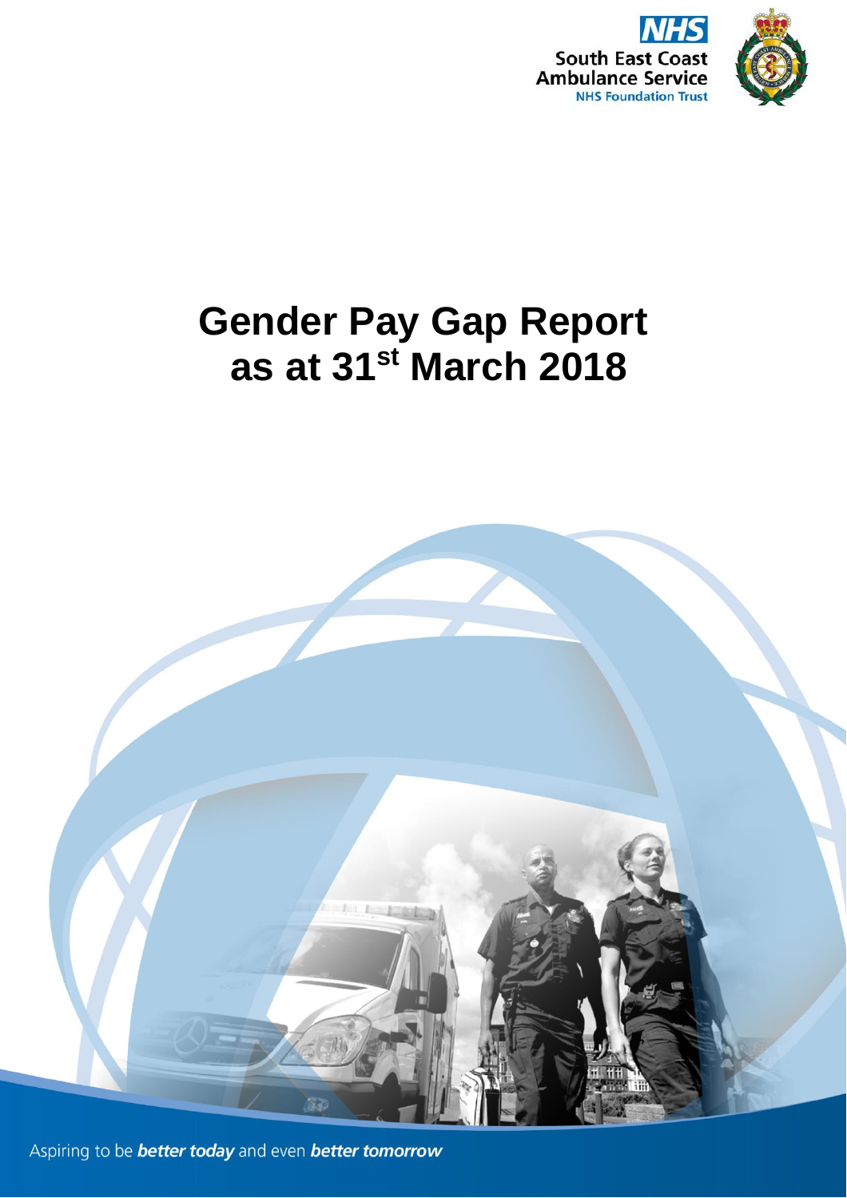NHS
South East Coast
Ambulance Service
NHS Foundation Trust

# Gender Pay Gap Report as at 31st March 2018

Aspiring to be ***better today*** and even ***better tomorrow***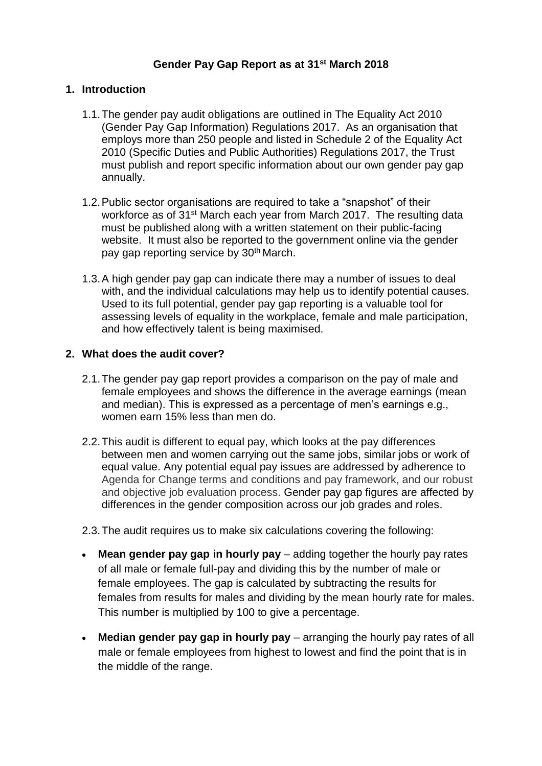# Gender Pay Gap Report as at 31st March 2018

## 1. Introduction

1.1. The gender pay audit obligations are outlined in The Equality Act 2010 (Gender Pay Gap Information) Regulations 2017. As an organisation that employs more than 250 people and listed in Schedule 2 of the Equality Act 2010 (Specific Duties and Public Authorities) Regulations 2017, the Trust must publish and report specific information about our own gender pay gap annually.

1.2. Public sector organisations are required to take a "snapshot" of their workforce as of 31st March each year from March 2017. The resulting data must be published along with a written statement on their public-facing website. It must also be reported to the government online via the gender pay gap reporting service by 30th March.

1.3. A high gender pay gap can indicate there may a number of issues to deal with, and the individual calculations may help us to identify potential causes. Used to its full potential, gender pay gap reporting is a valuable tool for assessing levels of equality in the workplace, female and male participation, and how effectively talent is being maximised.

## 2. What does the audit cover?

2.1. The gender pay gap report provides a comparison on the pay of male and female employees and shows the difference in the average earnings (mean and median). This is expressed as a percentage of men's earnings e.g., women earn 15% less than men do.

2.2. This audit is different to equal pay, which looks at the pay differences between men and women carrying out the same jobs, similar jobs or work of equal value. Any potential equal pay issues are addressed by adherence to Agenda for Change terms and conditions and pay framework, and our robust and objective job evaluation process. Gender pay gap figures are affected by differences in the gender composition across our job grades and roles.

2.3. The audit requires us to make six calculations covering the following:

- **Mean gender pay gap in hourly pay** – adding together the hourly pay rates of all male or female full-pay and dividing this by the number of male or female employees. The gap is calculated by subtracting the results for females from results for males and dividing by the mean hourly rate for males. This number is multiplied by 100 to give a percentage.
- **Median gender pay gap in hourly pay** – arranging the hourly pay rates of all male or female employees from highest to lowest and find the point that is in the middle of the range.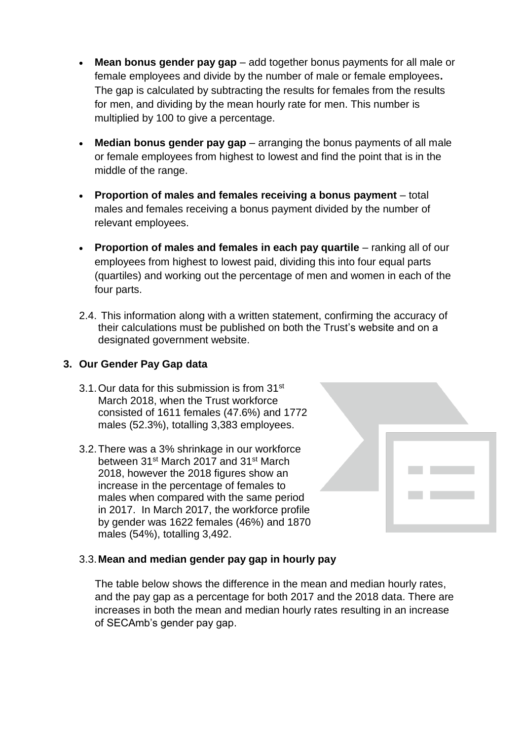- **Mean bonus gender pay gap** – add together bonus payments for all male or female employees and divide by the number of male or female employees**.** The gap is calculated by subtracting the results for females from the results for men, and dividing by the mean hourly rate for men. This number is multiplied by 100 to give a percentage.

- **Median bonus gender pay gap** – arranging the bonus payments of all male or female employees from highest to lowest and find the point that is in the middle of the range.

- **Proportion of males and females receiving a bonus payment** – total males and females receiving a bonus payment divided by the number of relevant employees.

- **Proportion of males and females in each pay quartile** – ranking all of our employees from highest to lowest paid, dividing this into four equal parts (quartiles) and working out the percentage of men and women in each of the four parts.

2.4. This information along with a written statement, confirming the accuracy of their calculations must be published on both the Trust's website and on a designated government website.

## 3. Our Gender Pay Gap data

3.1. Our data for this submission is from 31st March 2018, when the Trust workforce consisted of 1611 females (47.6%) and 1772 males (52.3%), totalling 3,383 employees.

3.2. There was a 3% shrinkage in our workforce between 31st March 2017 and 31st March 2018, however the 2018 figures show an increase in the percentage of females to males when compared with the same period in 2017. In March 2017, the workforce profile by gender was 1622 females (46%) and 1870 males (54%), totalling 3,492.

### 3.3. Mean and median gender pay gap in hourly pay

The table below shows the difference in the mean and median hourly rates, and the pay gap as a percentage for both 2017 and the 2018 data. There are increases in both the mean and median hourly rates resulting in an increase of SECAmb's gender pay gap.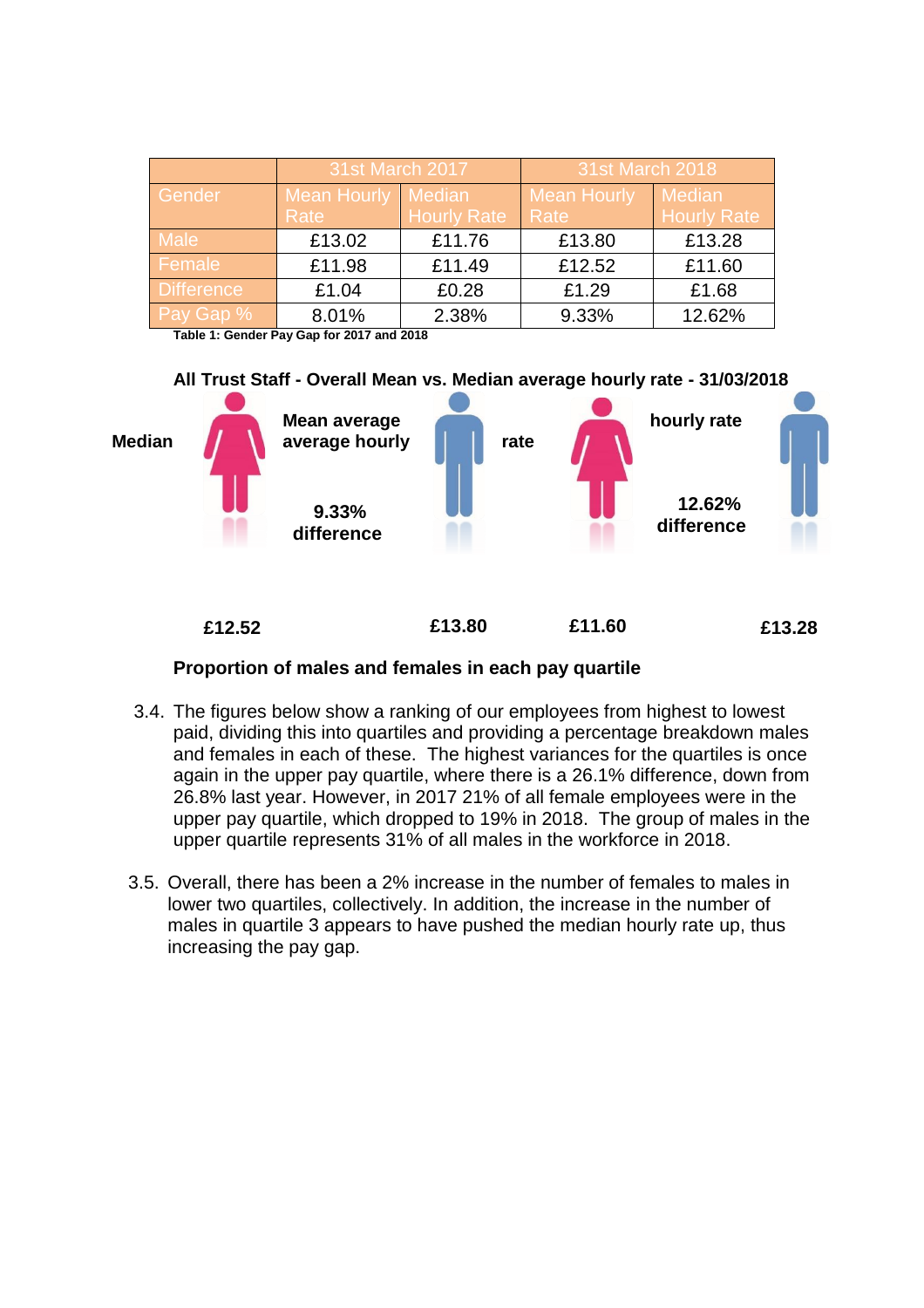| | 31st March 2017 | | 31st March 2018 | |
|---|---|---|---|---|
| Gender | Mean Hourly Rate | Median Hourly Rate | Mean Hourly Rate | Median Hourly Rate |
| Male | £13.02 | £11.76 | £13.80 | £13.28 |
| Female | £11.98 | £11.49 | £12.52 | £11.60 |
| Difference | £1.04 | £0.28 | £1.29 | £1.68 |
| Pay Gap % | 8.01% | 2.38% | 9.33% | 12.62% |

**Table 1: Gender Pay Gap for 2017 and 2018**

**All Trust Staff - Overall Mean vs. Median average hourly rate - 31/03/2018**

**Median** **Mean average average hourly** **rate** **hourly rate**

**9.33% difference**

**12.62% difference**

**£12.52** **£13.80** **£11.60** **£13.28**

**Proportion of males and females in each pay quartile**

3.4. The figures below show a ranking of our employees from highest to lowest paid, dividing this into quartiles and providing a percentage breakdown males and females in each of these. The highest variances for the quartiles is once again in the upper pay quartile, where there is a 26.1% difference, down from 26.8% last year. However, in 2017 21% of all female employees were in the upper pay quartile, which dropped to 19% in 2018. The group of males in the upper quartile represents 31% of all males in the workforce in 2018.

3.5. Overall, there has been a 2% increase in the number of females to males in lower two quartiles, collectively. In addition, the increase in the number of males in quartile 3 appears to have pushed the median hourly rate up, thus increasing the pay gap.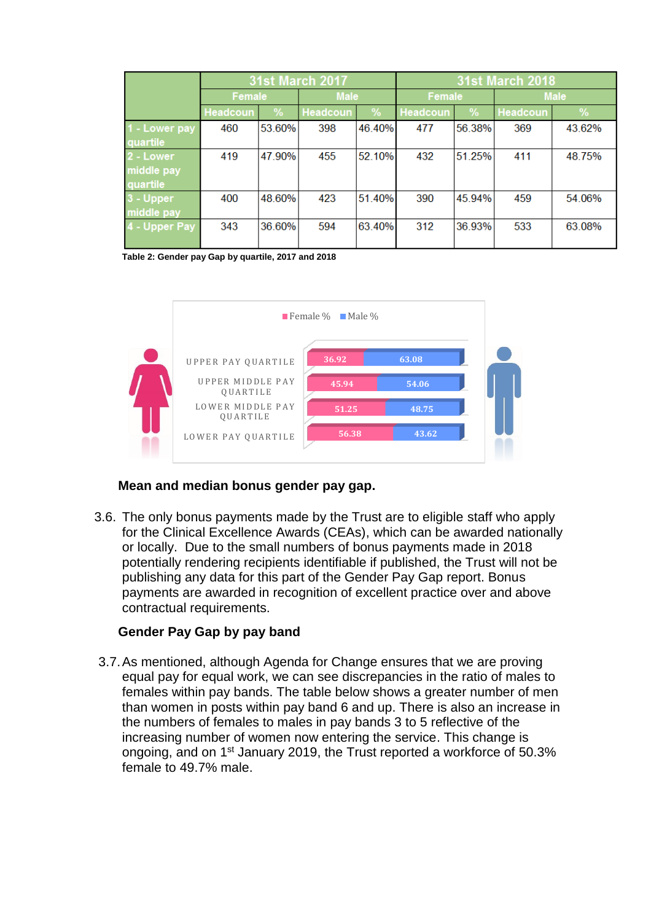| | 31st March 2017 | | | | 31st March 2018 | | | |
|---|---|---|---|---|---|---|---|---|
| | Female | | Male | | Female | | Male | |
| | Headcoun | % | Headcoun | % | Headcoun | % | Headcoun | % |
| 1 - Lower pay quartile | 460 | 53.60% | 398 | 46.40% | 477 | 56.38% | 369 | 43.62% |
| 2 - Lower middle pay quartile | 419 | 47.90% | 455 | 52.10% | 432 | 51.25% | 411 | 48.75% |
| 3 - Upper middle pay | 400 | 48.60% | 423 | 51.40% | 390 | 45.94% | 459 | 54.06% |
| 4 - Upper Pay | 343 | 36.60% | 594 | 63.40% | 312 | 36.93% | 533 | 63.08% |

**Table 2: Gender pay Gap by quartile, 2017 and 2018**

**Mean and median bonus gender pay gap.**

3.6. The only bonus payments made by the Trust are to eligible staff who apply for the Clinical Excellence Awards (CEAs), which can be awarded nationally or locally. Due to the small numbers of bonus payments made in 2018 potentially rendering recipients identifiable if published, the Trust will not be publishing any data for this part of the Gender Pay Gap report. Bonus payments are awarded in recognition of excellent practice over and above contractual requirements.

**Gender Pay Gap by pay band**

3.7. As mentioned, although Agenda for Change ensures that we are proving equal pay for equal work, we can see discrepancies in the ratio of males to females within pay bands. The table below shows a greater number of men than women in posts within pay band 6 and up. There is also an increase in the numbers of females to males in pay bands 3 to 5 reflective of the increasing number of women now entering the service. This change is ongoing, and on 1st January 2019, the Trust reported a workforce of 50.3% female to 49.7% male.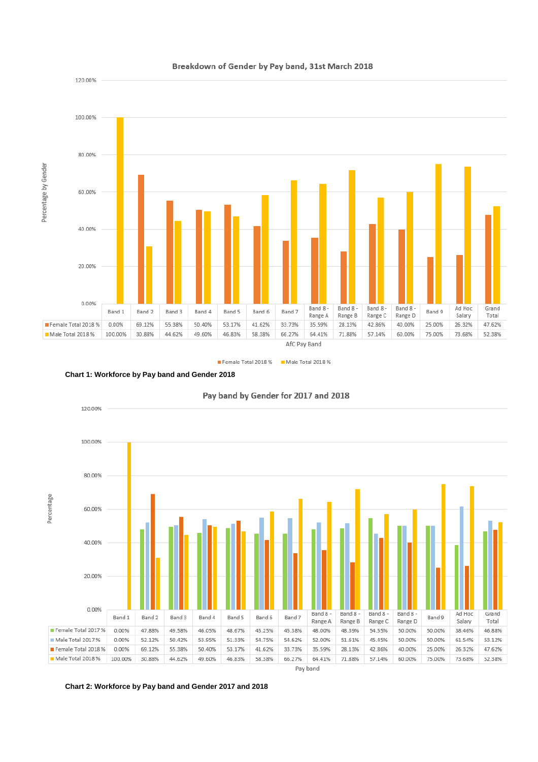**Breakdown of Gender by Pay band, 31st March 2018**

| AfC Pay Band | Band 1 | Band 2 | Band 3 | Band 4 | Band 5 | Band 6 | Band 7 | Band 8 - Range A | Band 8 - Range B | Band 8 - Range C | Band 8 - Range D | Band 9 | Ad Hoc Salary | Grand Total |
|---|---|---|---|---|---|---|---|---|---|---|---|---|---|---|
| Female Total 2018 % | 0.00% | 69.12% | 55.38% | 50.40% | 53.17% | 41.62% | 33.73% | 35.59% | 28.13% | 42.86% | 40.00% | 25.00% | 26.32% | 47.62% |
| Male Total 2018 % | 100.00% | 30.88% | 44.62% | 49.60% | 46.83% | 58.38% | 66.27% | 64.41% | 71.88% | 57.14% | 60.00% | 75.00% | 73.68% | 52.38% |

**Chart 1: Workforce by Pay band and Gender 2018**

**Pay band by Gender for 2017 and 2018**

| Pay band | Band 1 | Band 2 | Band 3 | Band 4 | Band 5 | Band 6 | Band 7 | Band 8 - Range A | Band 8 - Range B | Band 8 - Range C | Band 8 - Range D | Band 9 | Ad Hoc Salary | Grand Total |
|---|---|---|---|---|---|---|---|---|---|---|---|---|---|---|
| Female Total 2017 % | 0.00% | 47.88% | 49.58% | 46.05% | 48.67% | 45.25% | 45.38% | 48.00% | 48.39% | 54.55% | 50.00% | 50.00% | 38.46% | 46.88% |
| Male Total 2017 % | 0.00% | 52.12% | 50.42% | 53.95% | 51.33% | 54.75% | 54.62% | 52.00% | 51.61% | 45.45% | 50.00% | 50.00% | 61.54% | 53.12% |
| Female Total 2018 % | 0.00% | 69.12% | 55.38% | 50.40% | 53.17% | 41.62% | 33.73% | 35.59% | 28.13% | 42.86% | 40.00% | 25.00% | 26.32% | 47.62% |
| Male Total 2018 % | 100.00% | 30.88% | 44.62% | 49.60% | 46.83% | 58.38% | 66.27% | 64.41% | 71.88% | 57.14% | 60.00% | 75.00% | 73.68% | 52.38% |

**Chart 2: Workforce by Pay band and Gender 2017 and 2018**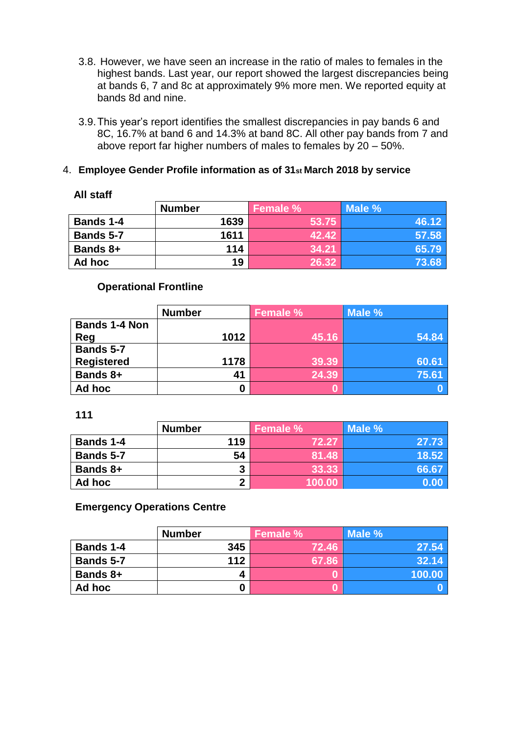3.8. However, we have seen an increase in the ratio of males to females in the highest bands. Last year, our report showed the largest discrepancies being at bands 6, 7 and 8c at approximately 9% more men. We reported equity at bands 8d and nine.

3.9. This year's report identifies the smallest discrepancies in pay bands 6 and 8C, 16.7% at band 6 and 14.3% at band 8C. All other pay bands from 7 and above report far higher numbers of males to females by 20 – 50%.

## 4. Employee Gender Profile information as of 31st March 2018 by service

**All staff**

| | Number | Female % | Male % |
|---|---|---|---|
| **Bands 1-4** | 1639 | 53.75 | 46.12 |
| **Bands 5-7** | 1611 | 42.42 | 57.58 |
| **Bands 8+** | 114 | 34.21 | 65.79 |
| **Ad hoc** | 19 | 26.32 | 73.68 |

**Operational Frontline**

| | Number | Female % | Male % |
|---|---|---|---|
| **Bands 1-4 Non Reg** | 1012 | 45.16 | 54.84 |
| **Bands 5-7 Registered** | 1178 | 39.39 | 60.61 |
| **Bands 8+** | 41 | 24.39 | 75.61 |
| **Ad hoc** | 0 | 0 | 0 |

**111**

| | Number | Female % | Male % |
|---|---|---|---|
| **Bands 1-4** | 119 | 72.27 | 27.73 |
| **Bands 5-7** | 54 | 81.48 | 18.52 |
| **Bands 8+** | 3 | 33.33 | 66.67 |
| **Ad hoc** | 2 | 100.00 | 0.00 |

**Emergency Operations Centre**

| | Number | Female % | Male % |
|---|---|---|---|
| **Bands 1-4** | 345 | 72.46 | 27.54 |
| **Bands 5-7** | 112 | 67.86 | 32.14 |
| **Bands 8+** | 4 | 0 | 100.00 |
| **Ad hoc** | 0 | 0 | 0 |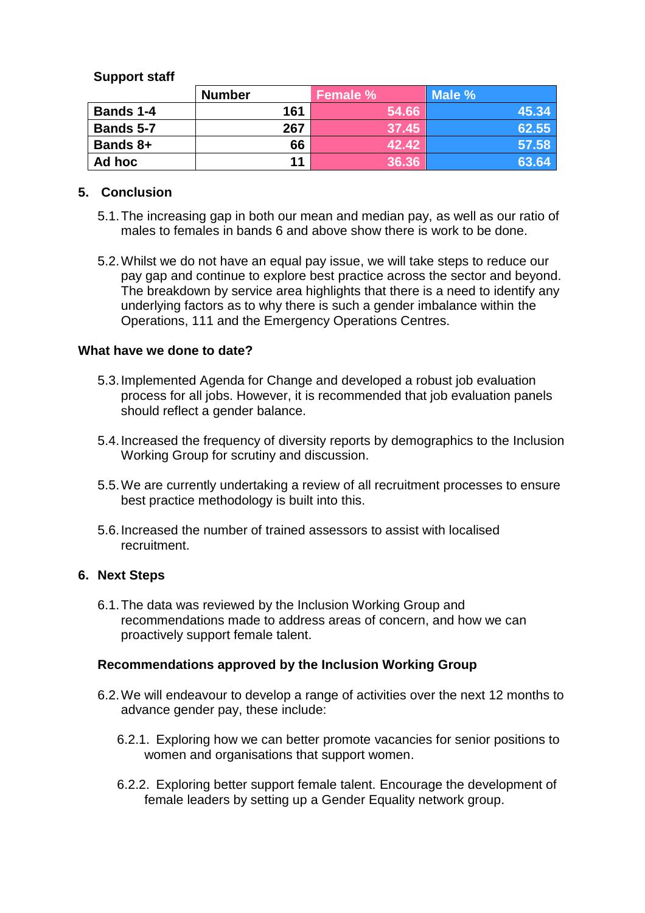**Support staff**

| | Number | Female % | Male % |
|---|---|---|---|
| **Bands 1-4** | 161 | 54.66 | 45.34 |
| **Bands 5-7** | 267 | 37.45 | 62.55 |
| **Bands 8+** | 66 | 42.42 | 57.58 |
| **Ad hoc** | 11 | 36.36 | 63.64 |

## 5. Conclusion

5.1. The increasing gap in both our mean and median pay, as well as our ratio of males to females in bands 6 and above show there is work to be done.

5.2. Whilst we do not have an equal pay issue, we will take steps to reduce our pay gap and continue to explore best practice across the sector and beyond. The breakdown by service area highlights that there is a need to identify any underlying factors as to why there is such a gender imbalance within the Operations, 111 and the Emergency Operations Centres.

### What have we done to date?

5.3. Implemented Agenda for Change and developed a robust job evaluation process for all jobs. However, it is recommended that job evaluation panels should reflect a gender balance.

5.4. Increased the frequency of diversity reports by demographics to the Inclusion Working Group for scrutiny and discussion.

5.5. We are currently undertaking a review of all recruitment processes to ensure best practice methodology is built into this.

5.6. Increased the number of trained assessors to assist with localised recruitment.

## 6. Next Steps

6.1. The data was reviewed by the Inclusion Working Group and recommendations made to address areas of concern, and how we can proactively support female talent.

### Recommendations approved by the Inclusion Working Group

6.2. We will endeavour to develop a range of activities over the next 12 months to advance gender pay, these include:

6.2.1. Exploring how we can better promote vacancies for senior positions to women and organisations that support women.

6.2.2. Exploring better support female talent. Encourage the development of female leaders by setting up a Gender Equality network group.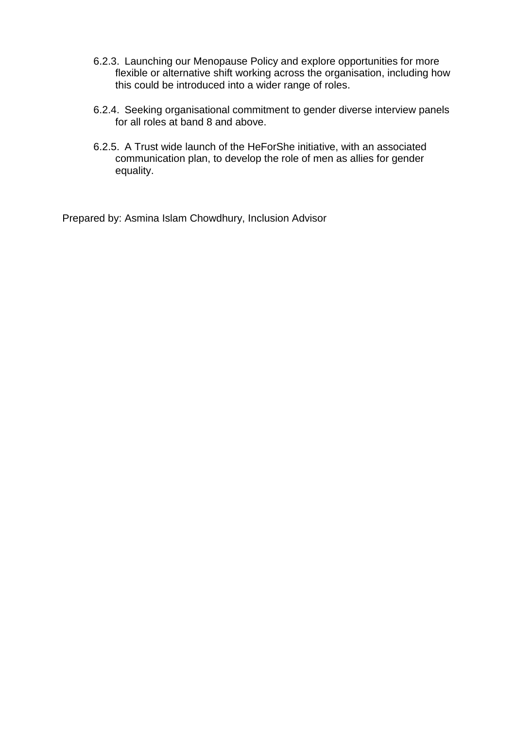6.2.3. Launching our Menopause Policy and explore opportunities for more flexible or alternative shift working across the organisation, including how this could be introduced into a wider range of roles.

6.2.4. Seeking organisational commitment to gender diverse interview panels for all roles at band 8 and above.

6.2.5. A Trust wide launch of the HeForShe initiative, with an associated communication plan, to develop the role of men as allies for gender equality.

Prepared by: Asmina Islam Chowdhury, Inclusion Advisor